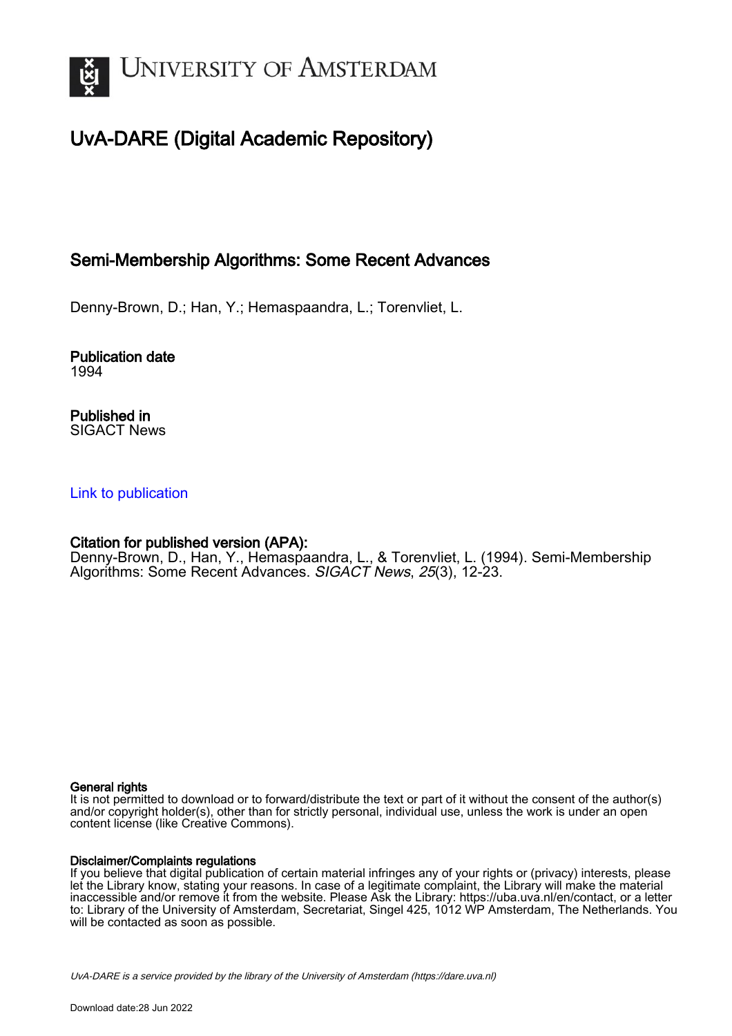# University of Amsterdam

## UvA-DARE (Digital Academic Repository)

### Semi-Membership Algorithms: Some Recent Advances

Denny-Brown, D.; Han, Y.; Hemaspaandra, L.; Torenvliet, L.

**Publication date**
1994

**Published in**
SIGACT News

Link to publication

**Citation for published version (APA):**
Denny-Brown, D., Han, Y., Hemaspaandra, L., & Torenvliet, L. (1994). Semi-Membership Algorithms: Some Recent Advances. *SIGACT News*, *25*(3), 12-23.

**General rights**
It is not permitted to download or to forward/distribute the text or part of it without the consent of the author(s) and/or copyright holder(s), other than for strictly personal, individual use, unless the work is under an open content license (like Creative Commons).

**Disclaimer/Complaints regulations**
If you believe that digital publication of certain material infringes any of your rights or (privacy) interests, please let the Library know, stating your reasons. In case of a legitimate complaint, the Library will make the material inaccessible and/or remove it from the website. Please Ask the Library: https://uba.uva.nl/en/contact, or a letter to: Library of the University of Amsterdam, Secretariat, Singel 425, 1012 WP Amsterdam, The Netherlands. You will be contacted as soon as possible.

UvA-DARE is a service provided by the library of the University of Amsterdam (https://dare.uva.nl)

Download date:28 Jun 2022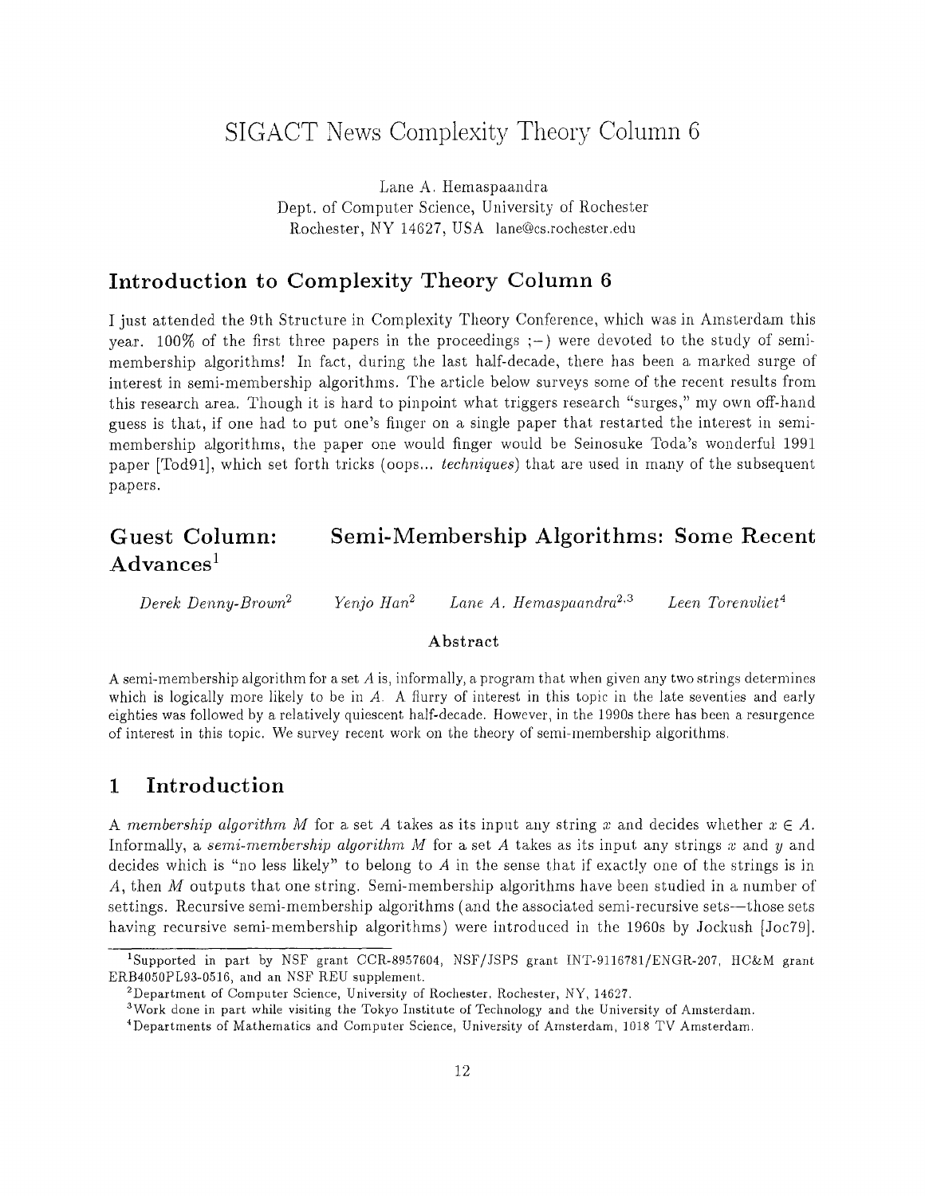# SIGACT News Complexity Theory Column 6

Lane A. Hemaspaandra
Dept. of Computer Science, University of Rochester
Rochester, NY 14627, USA lane@cs.rochester.edu

## Introduction to Complexity Theory Column 6

I just attended the 9th Structure in Complexity Theory Conference, which was in Amsterdam this year. 100% of the first three papers in the proceedings ;-) were devoted to the study of semi-membership algorithms! In fact, during the last half-decade, there has been a marked surge of interest in semi-membership algorithms. The article below surveys some of the recent results from this research area. Though it is hard to pinpoint what triggers research "surges," my own off-hand guess is that, if one had to put one's finger on a single paper that restarted the interest in semi-membership algorithms, the paper one would finger would be Seinosuke Toda's wonderful 1991 paper [Tod91], which set forth tricks (oops... *techniques*) that are used in many of the subsequent papers.

## Guest Column: Semi-Membership Algorithms: Some Recent Advances[1]

*Derek Denny-Brown*[2] *Yenjo Han*[2] *Lane A. Hemaspaandra*[2,3] *Leen Torenvliet*[4]

**Abstract**

A semi-membership algorithm for a set $A$ is, informally, a program that when given any two strings determines which is logically more likely to be in $A$. A flurry of interest in this topic in the late seventies and early eighties was followed by a relatively quiescent half-decade. However, in the 1990s there has been a resurgence of interest in this topic. We survey recent work on the theory of semi-membership algorithms.

## 1 Introduction

A *membership algorithm* $M$ for a set $A$ takes as its input any string $x$ and decides whether $x \in A$. Informally, a *semi-membership algorithm* $M$ for a set $A$ takes as its input any strings $x$ and $y$ and decides which is "no less likely" to belong to $A$ in the sense that if exactly one of the strings is in $A$, then $M$ outputs that one string. Semi-membership algorithms have been studied in a number of settings. Recursive semi-membership algorithms (and the associated semi-recursive sets—those sets having recursive semi-membership algorithms) were introduced in the 1960s by Jockush [Joc79].

---

[1] Supported in part by NSF grant CCR-8957604, NSF/JSPS grant INT-9116781/ENGR-207, HC&M grant ERB4050PL93-0516, and an NSF REU supplement.

[2] Department of Computer Science, University of Rochester, Rochester, NY, 14627.

[3] Work done in part while visiting the Tokyo Institute of Technology and the University of Amsterdam.

[4] Departments of Mathematics and Computer Science, University of Amsterdam, 1018 TV Amsterdam.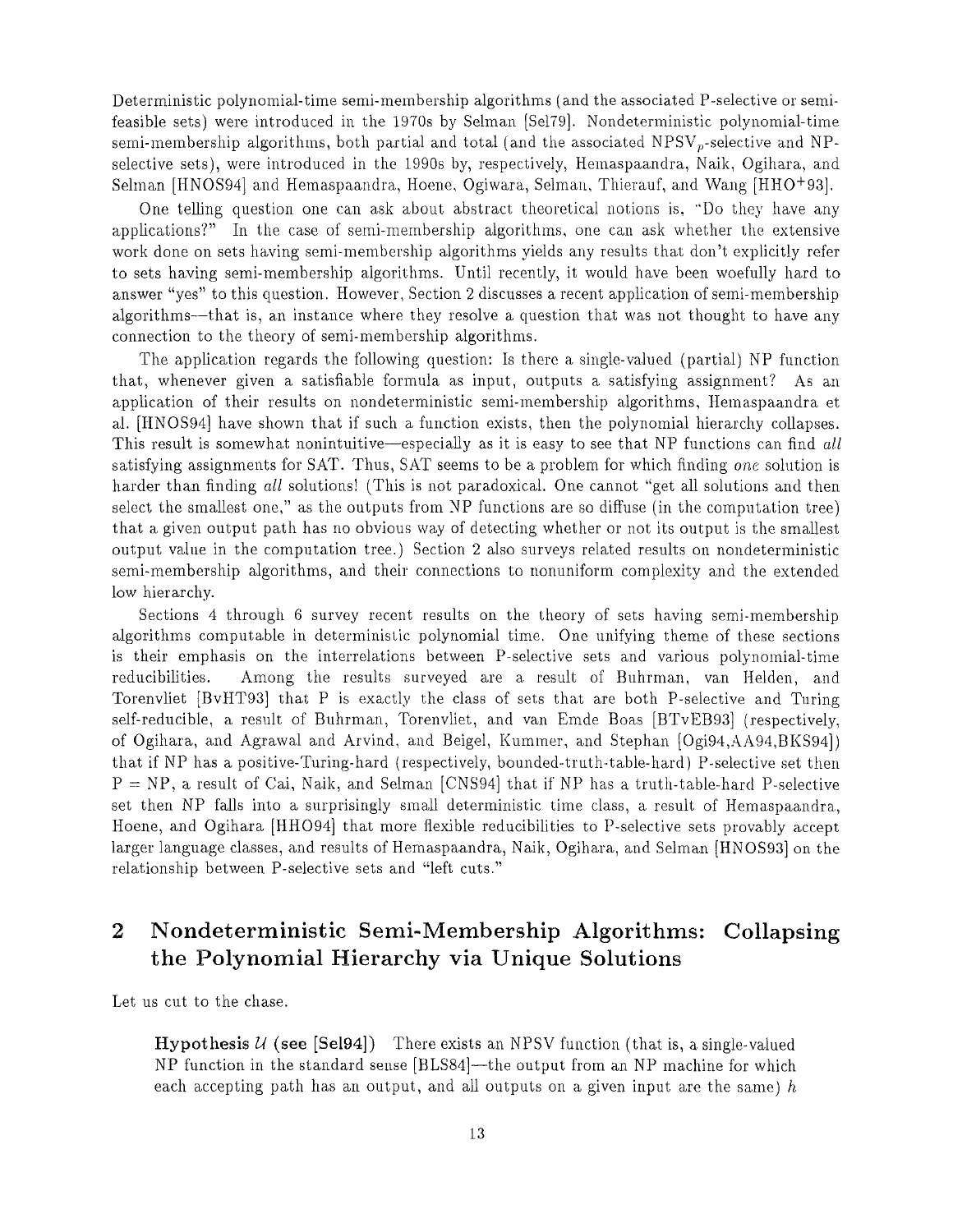Deterministic polynomial-time semi-membership algorithms (and the associated P-selective or semi-feasible sets) were introduced in the 1970s by Selman [Sel79]. Nondeterministic polynomial-time semi-membership algorithms, both partial and total (and the associated $\mathrm{NPSV}_p$-selective and NP-selective sets), were introduced in the 1990s by, respectively, Hemaspaandra, Naik, Ogihara, and Selman [HNOS94] and Hemaspaandra, Hoene, Ogiwara, Selman, Thierauf, and Wang [HHO+93].

One telling question one can ask about abstract theoretical notions is, "Do they have any applications?" In the case of semi-membership algorithms, one can ask whether the extensive work done on sets having semi-membership algorithms yields any results that don't explicitly refer to sets having semi-membership algorithms. Until recently, it would have been woefully hard to answer "yes" to this question. However, Section 2 discusses a recent application of semi-membership algorithms—that is, an instance where they resolve a question that was not thought to have any connection to the theory of semi-membership algorithms.

The application regards the following question: Is there a single-valued (partial) NP function that, whenever given a satisfiable formula as input, outputs a satisfying assignment? As an application of their results on nondeterministic semi-membership algorithms, Hemaspaandra et al. [HNOS94] have shown that if such a function exists, then the polynomial hierarchy collapses. This result is somewhat nonintuitive—especially as it is easy to see that NP functions can find *all* satisfying assignments for SAT. Thus, SAT seems to be a problem for which finding *one* solution is harder than finding *all* solutions! (This is not paradoxical. One cannot "get all solutions and then select the smallest one," as the outputs from NP functions are so diffuse (in the computation tree) that a given output path has no obvious way of detecting whether or not its output is the smallest output value in the computation tree.) Section 2 also surveys related results on nondeterministic semi-membership algorithms, and their connections to nonuniform complexity and the extended low hierarchy.

Sections 4 through 6 survey recent results on the theory of sets having semi-membership algorithms computable in deterministic polynomial time. One unifying theme of these sections is their emphasis on the interrelations between P-selective sets and various polynomial-time reducibilities. Among the results surveyed are a result of Buhrman, van Helden, and Torenvliet [BvHT93] that P is exactly the class of sets that are both P-selective and Turing self-reducible, a result of Buhrman, Torenvliet, and van Emde Boas [BTvEB93] (respectively, of Ogihara, and Agrawal and Arvind, and Beigel, Kummer, and Stephan [Ogi94,AA94,BKS94]) that if NP has a positive-Turing-hard (respectively, bounded-truth-table-hard) P-selective set then P = NP, a result of Cai, Naik, and Selman [CNS94] that if NP has a truth-table-hard P-selective set then NP falls into a surprisingly small deterministic time class, a result of Hemaspaandra, Hoene, and Ogihara [HHO94] that more flexible reducibilities to P-selective sets provably accept larger language classes, and results of Hemaspaandra, Naik, Ogihara, and Selman [HNOS93] on the relationship between P-selective sets and "left cuts."

## 2 Nondeterministic Semi-Membership Algorithms: Collapsing the Polynomial Hierarchy via Unique Solutions

Let us cut to the chase.

**Hypothesis $\mathcal{U}$ (see [Sel94])** There exists an NPSV function (that is, a single-valued NP function in the standard sense [BLS84]—the output from an NP machine for which each accepting path has an output, and all outputs on a given input are the same) $h$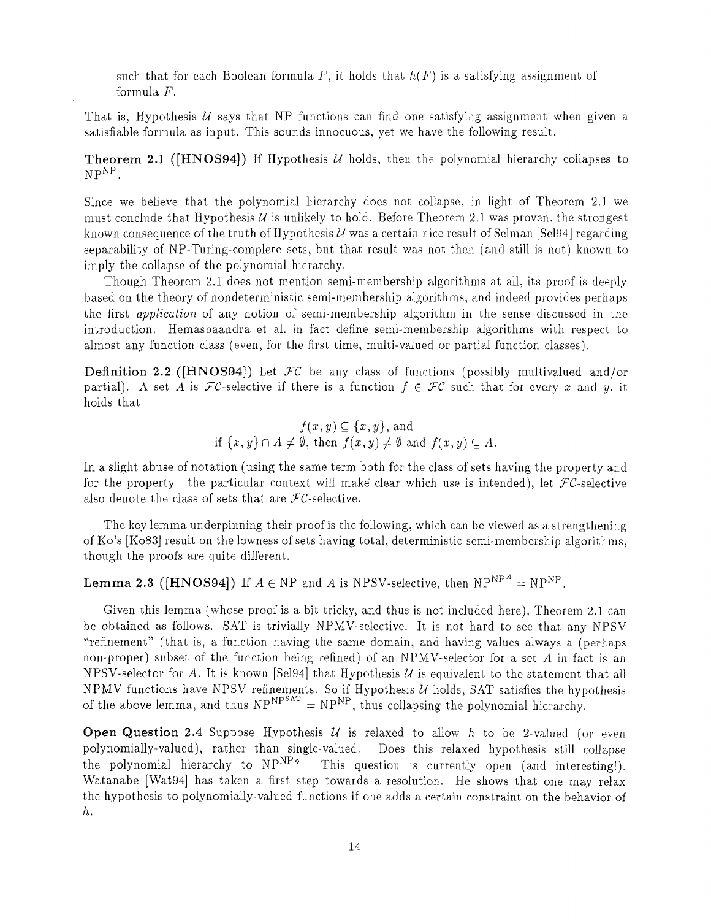such that for each Boolean formula $F$, it holds that $h(F)$ is a satisfying assignment of formula $F$.

That is, Hypothesis $\mathcal{U}$ says that NP functions can find one satisfying assignment when given a satisfiable formula as input. This sounds innocuous, yet we have the following result.

**Theorem 2.1 ([HNOS94])** If Hypothesis $\mathcal{U}$ holds, then the polynomial hierarchy collapses to $\mathrm{NP}^{\mathrm{NP}}$.

Since we believe that the polynomial hierarchy does not collapse, in light of Theorem 2.1 we must conclude that Hypothesis $\mathcal{U}$ is unlikely to hold. Before Theorem 2.1 was proven, the strongest known consequence of the truth of Hypothesis $\mathcal{U}$ was a certain nice result of Selman [Sel94] regarding separability of NP-Turing-complete sets, but that result was not then (and still is not) known to imply the collapse of the polynomial hierarchy.

Though Theorem 2.1 does not mention semi-membership algorithms at all, its proof is deeply based on the theory of nondeterministic semi-membership algorithms, and indeed provides perhaps the first *application* of any notion of semi-membership algorithm in the sense discussed in the introduction. Hemaspaandra et al. in fact define semi-membership algorithms with respect to almost any function class (even, for the first time, multi-valued or partial function classes).

**Definition 2.2 ([HNOS94])** Let $\mathcal{FC}$ be any class of functions (possibly multivalued and/or partial). A set $A$ is $\mathcal{FC}$-selective if there is a function $f \in \mathcal{FC}$ such that for every $x$ and $y$, it holds that

$$f(x, y) \subseteq \{x, y\}, \text{ and}$$
$$\text{if } \{x, y\} \cap A \neq \emptyset, \text{ then } f(x, y) \neq \emptyset \text{ and } f(x, y) \subseteq A.$$

In a slight abuse of notation (using the same term both for the class of sets having the property and for the property—the particular context will make clear which use is intended), let $\mathcal{FC}$-selective also denote the class of sets that are $\mathcal{FC}$-selective.

The key lemma underpinning their proof is the following, which can be viewed as a strengthening of Ko's [Ko83] result on the lowness of sets having total, deterministic semi-membership algorithms, though the proofs are quite different.

**Lemma 2.3 ([HNOS94])** If $A \in \mathrm{NP}$ and $A$ is NPSV-selective, then $\mathrm{NP}^{\mathrm{NP}^{A}} = \mathrm{NP}^{\mathrm{NP}}$.

Given this lemma (whose proof is a bit tricky, and thus is not included here), Theorem 2.1 can be obtained as follows. SAT is trivially NPMV-selective. It is not hard to see that any NPSV "refinement" (that is, a function having the same domain, and having values always a (perhaps non-proper) subset of the function being refined) of an NPMV-selector for a set $A$ in fact is an NPSV-selector for $A$. It is known [Sel94] that Hypothesis $\mathcal{U}$ is equivalent to the statement that all NPMV functions have NPSV refinements. So if Hypothesis $\mathcal{U}$ holds, SAT satisfies the hypothesis of the above lemma, and thus $\mathrm{NP}^{\mathrm{NP}^{\mathrm{SAT}}} = \mathrm{NP}^{\mathrm{NP}}$, thus collapsing the polynomial hierarchy.

**Open Question 2.4** Suppose Hypothesis $\mathcal{U}$ is relaxed to allow $h$ to be 2-valued (or even polynomially-valued), rather than single-valued. Does this relaxed hypothesis still collapse the polynomial hierarchy to $\mathrm{NP}^{\mathrm{NP}}$? This question is currently open (and interesting!). Watanabe [Wat94] has taken a first step towards a resolution. He shows that one may relax the hypothesis to polynomially-valued functions if one adds a certain constraint on the behavior of $h$.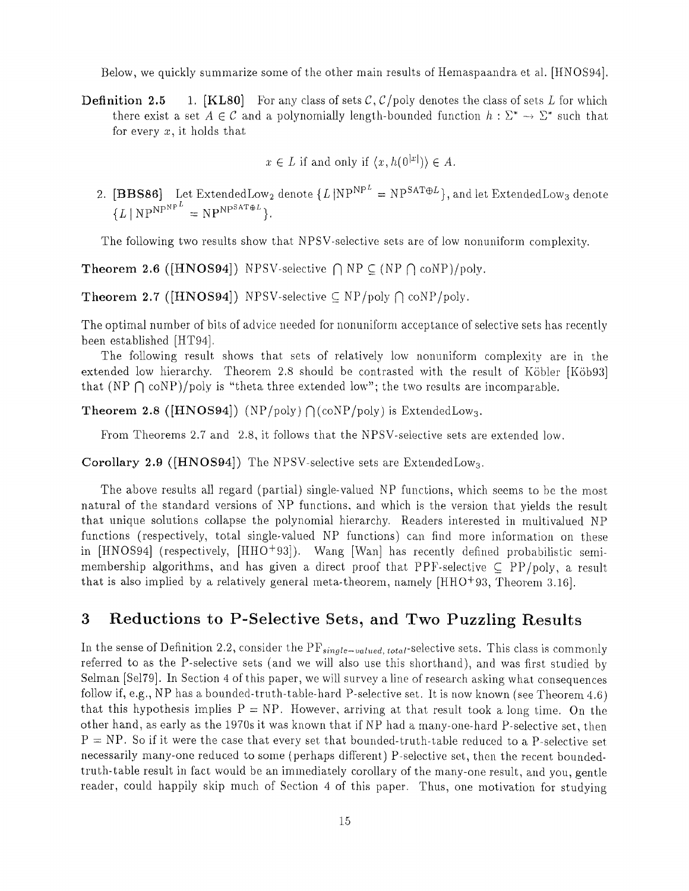Below, we quickly summarize some of the other main results of Hemaspaandra et al. [HNOS94].

**Definition 2.5** 1. **[KL80]** For any class of sets $\mathcal{C}$, $\mathcal{C}$/poly denotes the class of sets $L$ for which there exist a set $A \in \mathcal{C}$ and a polynomially length-bounded function $h : \Sigma^* \rightarrow \Sigma^*$ such that for every $x$, it holds that

$$x \in L \text{ if and only if } \langle x, h(0^{|x|}) \rangle \in A.$$

2. **[BBS86]** Let ExtendedLow$_2$ denote $\{L \mid \mathrm{NP}^{\mathrm{NP}^L} = \mathrm{NP}^{\mathrm{SAT} \oplus L}\}$, and let ExtendedLow$_3$ denote $\{L \mid \mathrm{NP}^{\mathrm{NP}^{\mathrm{NP}^L}} = \mathrm{NP}^{\mathrm{NP}^{\mathrm{SAT} \oplus L}}\}$.

The following two results show that NPSV-selective sets are of low nonuniform complexity.

**Theorem 2.6 ([HNOS94])** NPSV-selective $\bigcap$ NP $\subseteq$ (NP $\bigcap$ coNP)/poly.

**Theorem 2.7 ([HNOS94])** NPSV-selective $\subseteq$ NP/poly $\bigcap$ coNP/poly.

The optimal number of bits of advice needed for nonuniform acceptance of selective sets has recently been established [HT94].

The following result shows that sets of relatively low nonuniform complexity are in the extended low hierarchy. Theorem 2.8 should be contrasted with the result of Köbler [Köb93] that (NP $\bigcap$ coNP)/poly is "theta three extended low"; the two results are incomparable.

**Theorem 2.8 ([HNOS94])** (NP/poly) $\bigcap$(coNP/poly) is ExtendedLow$_3$.

From Theorems 2.7 and 2.8, it follows that the NPSV-selective sets are extended low.

**Corollary 2.9 ([HNOS94])** The NPSV-selective sets are ExtendedLow$_3$.

The above results all regard (partial) single-valued NP functions, which seems to be the most natural of the standard versions of NP functions, and which is the version that yields the result that unique solutions collapse the polynomial hierarchy. Readers interested in multivalued NP functions (respectively, total single-valued NP functions) can find more information on these in [HNOS94] (respectively, [HHO+93]). Wang [Wan] has recently defined probabilistic semi-membership algorithms, and has given a direct proof that PPF-selective $\subseteq$ PP/poly, a result that is also implied by a relatively general meta-theorem, namely [HHO+93, Theorem 3.16].

# 3 Reductions to P-Selective Sets, and Two Puzzling Results

In the sense of Definition 2.2, consider the $\mathrm{PF}_{single-valued,\ total}$-selective sets. This class is commonly referred to as the P-selective sets (and we will also use this shorthand), and was first studied by Selman [Sel79]. In Section 4 of this paper, we will survey a line of research asking what consequences follow if, e.g., NP has a bounded-truth-table-hard P-selective set. It is now known (see Theorem 4.6) that this hypothesis implies P = NP. However, arriving at that result took a long time. On the other hand, as early as the 1970s it was known that if NP had a many-one-hard P-selective set, then P = NP. So if it were the case that every set that bounded-truth-table reduced to a P-selective set necessarily many-one reduced to some (perhaps different) P-selective set, then the recent bounded-truth-table result in fact would be an immediately corollary of the many-one result, and you, gentle reader, could happily skip much of Section 4 of this paper. Thus, one motivation for studying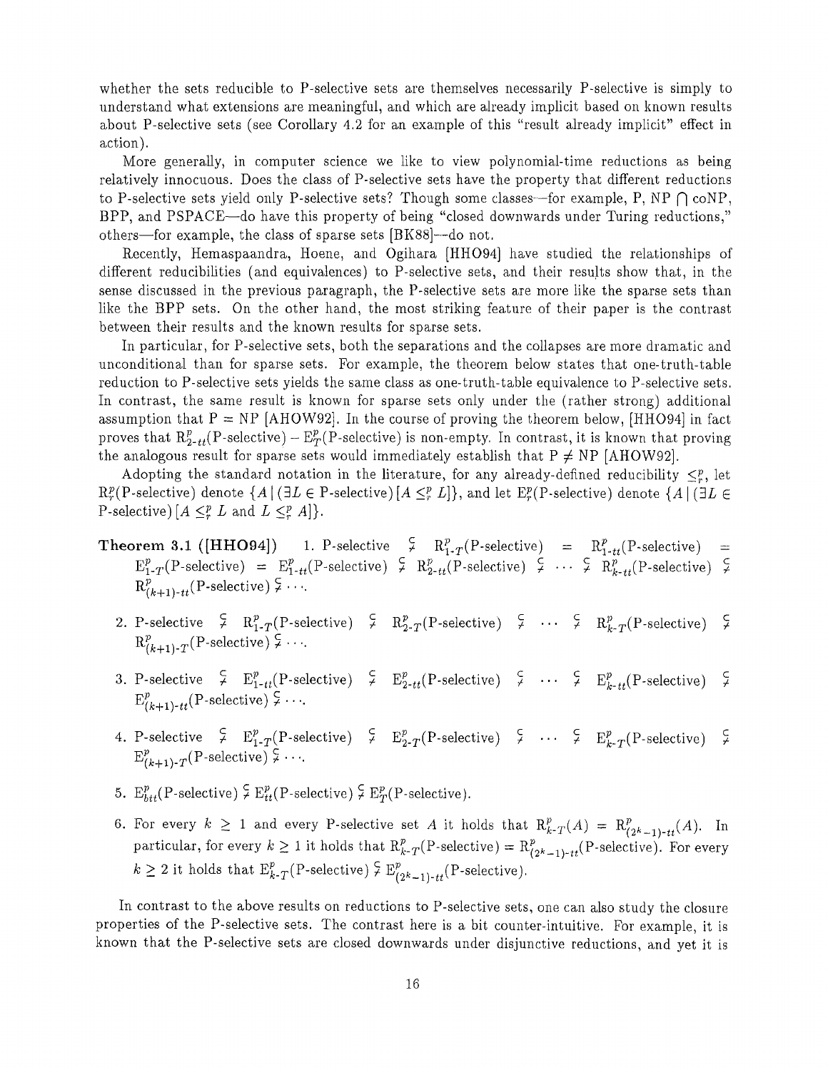whether the sets reducible to P-selective sets are themselves necessarily P-selective is simply to understand what extensions are meaningful, and which are already implicit based on known results about P-selective sets (see Corollary 4.2 for an example of this "result already implicit" effect in action).

More generally, in computer science we like to view polynomial-time reductions as being relatively innocuous. Does the class of P-selective sets have the property that different reductions to P-selective sets yield only P-selective sets? Though some classes—for example, P, NP $\bigcap$ coNP, BPP, and PSPACE—do have this property of being "closed downwards under Turing reductions," others—for example, the class of sparse sets [BK88]—do not.

Recently, Hemaspaandra, Hoene, and Ogihara [HHO94] have studied the relationships of different reducibilities (and equivalences) to P-selective sets, and their results show that, in the sense discussed in the previous paragraph, the P-selective sets are more like the sparse sets than like the BPP sets. On the other hand, the most striking feature of their paper is the contrast between their results and the known results for sparse sets.

In particular, for P-selective sets, both the separations and the collapses are more dramatic and unconditional than for sparse sets. For example, the theorem below states that one-truth-table reduction to P-selective sets yields the same class as one-truth-table equivalence to P-selective sets. In contrast, the same result is known for sparse sets only under the (rather strong) additional assumption that P = NP [AHOW92]. In the course of proving the theorem below, [HHO94] in fact proves that $\mathrm{R}^p_{2\text{-}tt}(\text{P-selective}) - \mathrm{E}^p_T(\text{P-selective})$ is non-empty. In contrast, it is known that proving the analogous result for sparse sets would immediately establish that P $\neq$ NP [AHOW92].

Adopting the standard notation in the literature, for any already-defined reducibility $\leq^p_r$, let $\mathrm{R}^p_r(\text{P-selective})$ denote $\{A \mid (\exists L \in \text{P-selective})[A \leq^p_r L]\}$, and let $\mathrm{E}^p_r(\text{P-selective})$ denote $\{A \mid (\exists L \in \text{P-selective})[A \leq^p_r L \text{ and } L \leq^p_r A]\}$.

**Theorem 3.1 ([HHO94])**

1. P-selective $\subsetneq \mathrm{R}^p_{1\text{-}T}(\text{P-selective}) = \mathrm{R}^p_{1\text{-}tt}(\text{P-selective}) = \mathrm{E}^p_{1\text{-}T}(\text{P-selective}) = \mathrm{E}^p_{1\text{-}tt}(\text{P-selective}) \subsetneq \mathrm{R}^p_{2\text{-}tt}(\text{P-selective}) \subsetneq \cdots \subsetneq \mathrm{R}^p_{k\text{-}tt}(\text{P-selective}) \subsetneq \mathrm{R}^p_{(k+1)\text{-}tt}(\text{P-selective}) \subsetneq \cdots$.
2. P-selective $\subsetneq \mathrm{R}^p_{1\text{-}T}(\text{P-selective}) \subsetneq \mathrm{R}^p_{2\text{-}T}(\text{P-selective}) \subsetneq \cdots \subsetneq \mathrm{R}^p_{k\text{-}T}(\text{P-selective}) \subsetneq \mathrm{R}^p_{(k+1)\text{-}T}(\text{P-selective}) \subsetneq \cdots$.
3. P-selective $\subsetneq \mathrm{E}^p_{1\text{-}tt}(\text{P-selective}) \subsetneq \mathrm{E}^p_{2\text{-}tt}(\text{P-selective}) \subsetneq \cdots \subsetneq \mathrm{E}^p_{k\text{-}tt}(\text{P-selective}) \subsetneq \mathrm{E}^p_{(k+1)\text{-}tt}(\text{P-selective}) \subsetneq \cdots$.
4. P-selective $\subsetneq \mathrm{E}^p_{1\text{-}T}(\text{P-selective}) \subsetneq \mathrm{E}^p_{2\text{-}T}(\text{P-selective}) \subsetneq \cdots \subsetneq \mathrm{E}^p_{k\text{-}T}(\text{P-selective}) \subsetneq \mathrm{E}^p_{(k+1)\text{-}T}(\text{P-selective}) \subsetneq \cdots$.
5. $\mathrm{E}^p_{btt}(\text{P-selective}) \subsetneq \mathrm{E}^p_{tt}(\text{P-selective}) \subsetneq \mathrm{E}^p_T(\text{P-selective})$.
6. For every $k \geq 1$ and every P-selective set $A$ it holds that $\mathrm{R}^p_{k\text{-}T}(A) = \mathrm{R}^p_{(2^k-1)\text{-}tt}(A)$. In particular, for every $k \geq 1$ it holds that $\mathrm{R}^p_{k\text{-}T}(\text{P-selective}) = \mathrm{R}^p_{(2^k-1)\text{-}tt}(\text{P-selective})$. For every $k \geq 2$ it holds that $\mathrm{E}^p_{k\text{-}T}(\text{P-selective}) \subsetneq \mathrm{E}^p_{(2^k-1)\text{-}tt}(\text{P-selective})$.

In contrast to the above results on reductions to P-selective sets, one can also study the closure properties of the P-selective sets. The contrast here is a bit counter-intuitive. For example, it is known that the P-selective sets are closed downwards under disjunctive reductions, and yet it is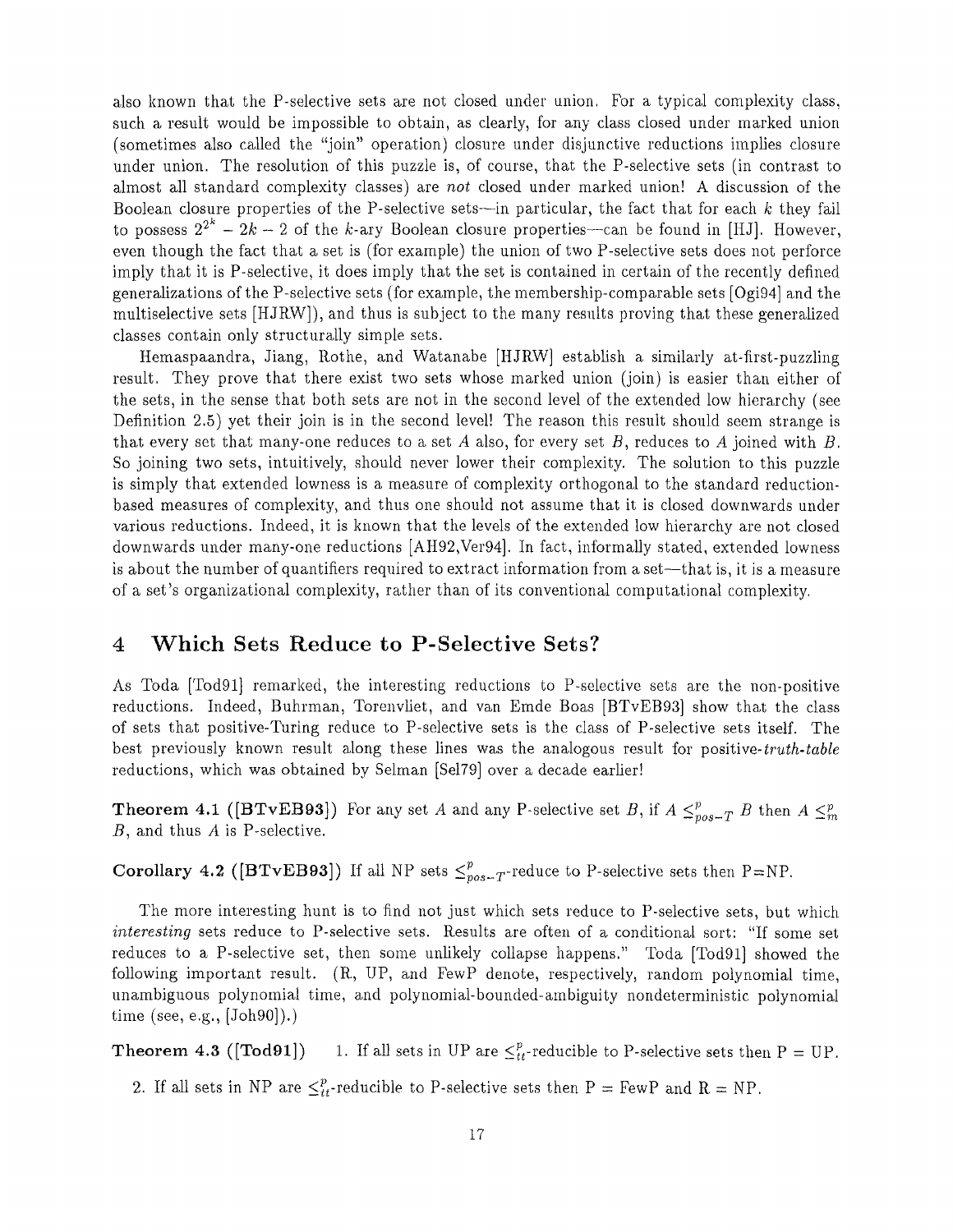also known that the P-selective sets are not closed under union. For a typical complexity class, such a result would be impossible to obtain, as clearly, for any class closed under marked union (sometimes also called the "join" operation) closure under disjunctive reductions implies closure under union. The resolution of this puzzle is, of course, that the P-selective sets (in contrast to almost all standard complexity classes) are *not* closed under marked union! A discussion of the Boolean closure properties of the P-selective sets—in particular, the fact that for each $k$ they fail to possess $2^{2^k} - 2k - 2$ of the $k$-ary Boolean closure properties—can be found in [HJ]. However, even though the fact that a set is (for example) the union of two P-selective sets does not perforce imply that it is P-selective, it does imply that the set is contained in certain of the recently defined generalizations of the P-selective sets (for example, the membership-comparable sets [Ogi94] and the multiselective sets [HJRW]), and thus is subject to the many results proving that these generalized classes contain only structurally simple sets.

Hemaspaandra, Jiang, Rothe, and Watanabe [HJRW] establish a similarly at-first-puzzling result. They prove that there exist two sets whose marked union (join) is easier than either of the sets, in the sense that both sets are not in the second level of the extended low hierarchy (see Definition 2.5) yet their join is in the second level! The reason this result should seem strange is that every set that many-one reduces to a set $A$ also, for every set $B$, reduces to $A$ joined with $B$. So joining two sets, intuitively, should never lower their complexity. The solution to this puzzle is simply that extended lowness is a measure of complexity orthogonal to the standard reduction-based measures of complexity, and thus one should not assume that it is closed downwards under various reductions. Indeed, it is known that the levels of the extended low hierarchy are not closed downwards under many-one reductions [AH92,Ver94]. In fact, informally stated, extended lowness is about the number of quantifiers required to extract information from a set—that is, it is a measure of a set's organizational complexity, rather than of its conventional computational complexity.

## 4 Which Sets Reduce to P-Selective Sets?

As Toda [Tod91] remarked, the interesting reductions to P-selective sets are the non-positive reductions. Indeed, Buhrman, Torenvliet, and van Emde Boas [BTvEB93] show that the class of sets that positive-Turing reduce to P-selective sets is the class of P-selective sets itself. The best previously known result along these lines was the analogous result for positive-*truth-table* reductions, which was obtained by Selman [Sel79] over a decade earlier!

**Theorem 4.1 ([BTvEB93])** For any set $A$ and any P-selective set $B$, if $A \leq^{p}_{pos-T} B$ then $A \leq^{p}_{m} B$, and thus $A$ is P-selective.

**Corollary 4.2 ([BTvEB93])** If all NP sets $\leq^{p}_{pos-T}$-reduce to P-selective sets then P=NP.

The more interesting hunt is to find not just which sets reduce to P-selective sets, but which *interesting* sets reduce to P-selective sets. Results are often of a conditional sort: "If some set reduces to a P-selective set, then some unlikely collapse happens." Toda [Tod91] showed the following important result. (R, UP, and FewP denote, respectively, random polynomial time, unambiguous polynomial time, and polynomial-bounded-ambiguity nondeterministic polynomial time (see, e.g., [Joh90]).)

**Theorem 4.3 ([Tod91])**

1. If all sets in UP are $\leq^{p}_{tt}$-reducible to P-selective sets then P = UP.
2. If all sets in NP are $\leq^{p}_{tt}$-reducible to P-selective sets then P = FewP and R = NP.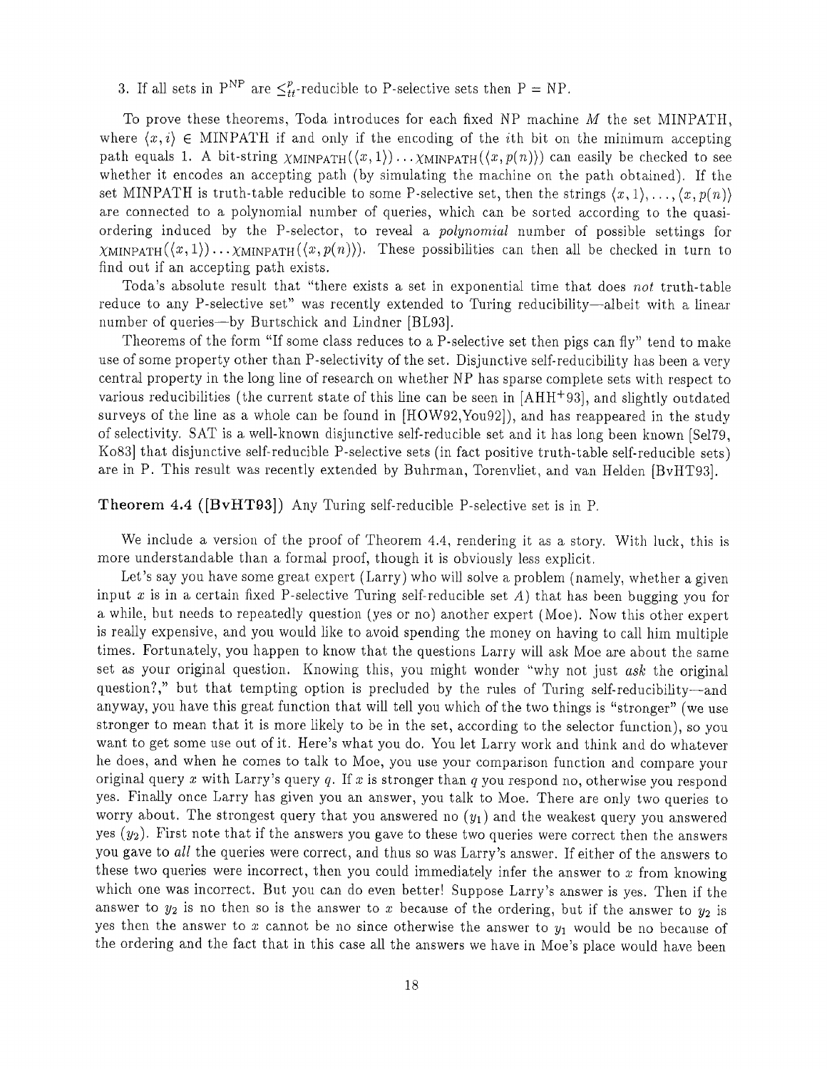3. If all sets in $\mathrm{P^{NP}}$ are $\leq_{tt}^{p}$-reducible to P-selective sets then P = NP.

To prove these theorems, Toda introduces for each fixed NP machine $M$ the set MINPATH, where $\langle x, i\rangle \in$ MINPATH if and only if the encoding of the $i$th bit on the minimum accepting path equals 1. A bit-string $\chi_{\mathrm{MINPATH}}(\langle x, 1\rangle)\dots\chi_{\mathrm{MINPATH}}(\langle x, p(n)\rangle)$ can easily be checked to see whether it encodes an accepting path (by simulating the machine on the path obtained). If the set MINPATH is truth-table reducible to some P-selective set, then the strings $\langle x, 1\rangle, \dots, \langle x, p(n)\rangle$ are connected to a polynomial number of queries, which can be sorted according to the quasi-ordering induced by the P-selector, to reveal a *polynomial* number of possible settings for $\chi_{\mathrm{MINPATH}}(\langle x, 1\rangle)\dots\chi_{\mathrm{MINPATH}}(\langle x, p(n)\rangle)$. These possibilities can then all be checked in turn to find out if an accepting path exists.

Toda's absolute result that "there exists a set in exponential time that does *not* truth-table reduce to any P-selective set" was recently extended to Turing reducibility—albeit with a linear number of queries—by Burtschick and Lindner [BL93].

Theorems of the form "If some class reduces to a P-selective set then pigs can fly" tend to make use of some property other than P-selectivity of the set. Disjunctive self-reducibility has been a very central property in the long line of research on whether NP has sparse complete sets with respect to various reducibilities (the current state of this line can be seen in [AHH+93], and slightly outdated surveys of the line as a whole can be found in [HOW92,You92]), and has reappeared in the study of selectivity. SAT is a well-known disjunctive self-reducible set and it has long been known [Sel79, Ko83] that disjunctive self-reducible P-selective sets (in fact positive truth-table self-reducible sets) are in P. This result was recently extended by Buhrman, Torenvliet, and van Helden [BvHT93].

**Theorem 4.4 ([BvHT93])** Any Turing self-reducible P-selective set is in P.

We include a version of the proof of Theorem 4.4, rendering it as a story. With luck, this is more understandable than a formal proof, though it is obviously less explicit.

Let's say you have some great expert (Larry) who will solve a problem (namely, whether a given input $x$ is in a certain fixed P-selective Turing self-reducible set $A$) that has been bugging you for a while, but needs to repeatedly question (yes or no) another expert (Moe). Now this other expert is really expensive, and you would like to avoid spending the money on having to call him multiple times. Fortunately, you happen to know that the questions Larry will ask Moe are about the same set as your original question. Knowing this, you might wonder "why not just *ask* the original question?," but that tempting option is precluded by the rules of Turing self-reducibility—and anyway, you have this great function that will tell you which of the two things is "stronger" (we use stronger to mean that it is more likely to be in the set, according to the selector function), so you want to get some use out of it. Here's what you do. You let Larry work and think and do whatever he does, and when he comes to talk to Moe, you use your comparison function and compare your original query $x$ with Larry's query $q$. If $x$ is stronger than $q$ you respond no, otherwise you respond yes. Finally once Larry has given you an answer, you talk to Moe. There are only two queries to worry about. The strongest query that you answered no ($y_1$) and the weakest query you answered yes ($y_2$). First note that if the answers you gave to these two queries were correct then the answers you gave to *all* the queries were correct, and thus so was Larry's answer. If either of the answers to these two queries were incorrect, then you could immediately infer the answer to $x$ from knowing which one was incorrect. But you can do even better! Suppose Larry's answer is yes. Then if the answer to $y_2$ is no then so is the answer to $x$ because of the ordering, but if the answer to $y_2$ is yes then the answer to $x$ cannot be no since otherwise the answer to $y_1$ would be no because of the ordering and the fact that in this case all the answers we have in Moe's place would have been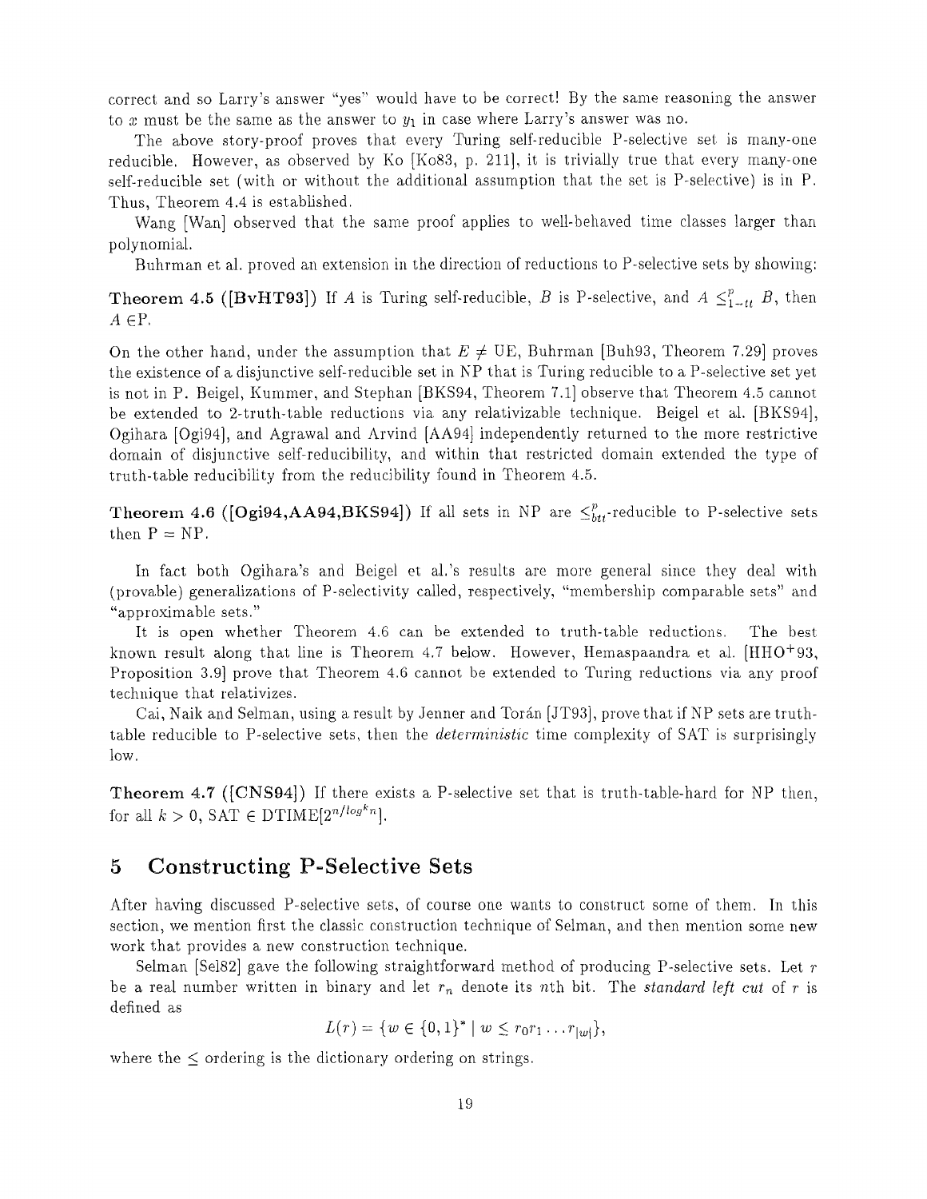correct and so Larry's answer "yes" would have to be correct! By the same reasoning the answer to $x$ must be the same as the answer to $y_1$ in case where Larry's answer was no.

The above story-proof proves that every Turing self-reducible P-selective set is many-one reducible. However, as observed by Ko [Ko83, p. 211], it is trivially true that every many-one self-reducible set (with or without the additional assumption that the set is P-selective) is in P. Thus, Theorem 4.4 is established.

Wang [Wan] observed that the same proof applies to well-behaved time classes larger than polynomial.

Buhrman et al. proved an extension in the direction of reductions to P-selective sets by showing:

**Theorem 4.5 ([BvHT93])** If $A$ is Turing self-reducible, $B$ is P-selective, and $A \leq^p_{1-tt} B$, then $A \in$P.

On the other hand, under the assumption that $E \neq$ UE, Buhrman [Buh93, Theorem 7.29] proves the existence of a disjunctive self-reducible set in NP that is Turing reducible to a P-selective set yet is not in P. Beigel, Kummer, and Stephan [BKS94, Theorem 7.1] observe that Theorem 4.5 cannot be extended to 2-truth-table reductions via any relativizable technique. Beigel et al. [BKS94], Ogihara [Ogi94], and Agrawal and Arvind [AA94] independently returned to the more restrictive domain of disjunctive self-reducibility, and within that restricted domain extended the type of truth-table reducibility from the reducibility found in Theorem 4.5.

**Theorem 4.6 ([Ogi94,AA94,BKS94])** If all sets in NP are $\leq^p_{btt}$-reducible to P-selective sets then P = NP.

In fact both Ogihara's and Beigel et al.'s results are more general since they deal with (provable) generalizations of P-selectivity called, respectively, "membership comparable sets" and "approximable sets."

It is open whether Theorem 4.6 can be extended to truth-table reductions. The best known result along that line is Theorem 4.7 below. However, Hemaspaandra et al. [HHO+93, Proposition 3.9] prove that Theorem 4.6 cannot be extended to Turing reductions via any proof technique that relativizes.

Cai, Naik and Selman, using a result by Jenner and Torán [JT93], prove that if NP sets are truth-table reducible to P-selective sets, then the *deterministic* time complexity of SAT is surprisingly low.

**Theorem 4.7 ([CNS94])** If there exists a P-selective set that is truth-table-hard for NP then, for all $k > 0$, SAT $\in$ DTIME$[2^{n/\log^k n}]$.

## 5 Constructing P-Selective Sets

After having discussed P-selective sets, of course one wants to construct some of them. In this section, we mention first the classic construction technique of Selman, and then mention some new work that provides a new construction technique.

Selman [Sel82] gave the following straightforward method of producing P-selective sets. Let $r$ be a real number written in binary and let $r_n$ denote its $n$th bit. The *standard left cut* of $r$ is defined as

$$L(r) = \{w \in \{0,1\}^* \mid w \leq r_0 r_1 \ldots r_{|w|}\},$$

where the $\leq$ ordering is the dictionary ordering on strings.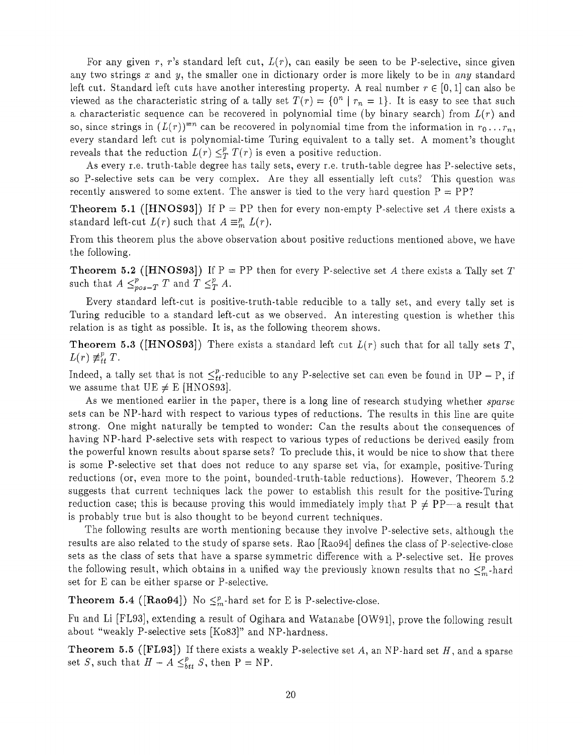For any given $r$, $r$'s standard left cut, $L(r)$, can easily be seen to be P-selective, since given any two strings $x$ and $y$, the smaller one in dictionary order is more likely to be in *any* standard left cut. Standard left cuts have another interesting property. A real number $r \in [0,1]$ can also be viewed as the characteristic string of a tally set $T(r) = \{0^n \mid r_n = 1\}$. It is easy to see that such a characteristic sequence can be recovered in polynomial time (by binary search) from $L(r)$ and so, since strings in $(L(r))^{=n}$ can be recovered in polynomial time from the information in $r_0 \ldots r_n$, every standard left cut is polynomial-time Turing equivalent to a tally set. A moment's thought reveals that the reduction $L(r) \leq_T^p T(r)$ is even a positive reduction.

As every r.e. truth-table degree has tally sets, every r.e. truth-table degree has P-selective sets, so P-selective sets can be very complex. Are they all essentially left cuts? This question was recently answered to some extent. The answer is tied to the very hard question P = PP?

**Theorem 5.1 ([HNOS93])** If P = PP then for every non-empty P-selective set $A$ there exists a standard left-cut $L(r)$ such that $A \equiv_m^p L(r)$.

From this theorem plus the above observation about positive reductions mentioned above, we have the following.

**Theorem 5.2 ([HNOS93])** If P = PP then for every P-selective set $A$ there exists a Tally set $T$ such that $A \leq_{pos-T}^p T$ and $T \leq_T^p A$.

Every standard left-cut is positive-truth-table reducible to a tally set, and every tally set is Turing reducible to a standard left-cut as we observed. An interesting question is whether this relation is as tight as possible. It is, as the following theorem shows.

**Theorem 5.3 ([HNOS93])** There exists a standard left cut $L(r)$ such that for all tally sets $T$, $L(r) \not\equiv_{tt}^p T$.

Indeed, a tally set that is not $\leq_{tt}^p$-reducible to any P-selective set can even be found in UP $-$ P, if we assume that UE $\neq$ E [HNOS93].

As we mentioned earlier in the paper, there is a long line of research studying whether *sparse* sets can be NP-hard with respect to various types of reductions. The results in this line are quite strong. One might naturally be tempted to wonder: Can the results about the consequences of having NP-hard P-selective sets with respect to various types of reductions be derived easily from the powerful known results about sparse sets? To preclude this, it would be nice to show that there is some P-selective set that does not reduce to any sparse set via, for example, positive-Turing reductions (or, even more to the point, bounded-truth-table reductions). However, Theorem 5.2 suggests that current techniques lack the power to establish this result for the positive-Turing reduction case; this is because proving this would immediately imply that P $\neq$ PP—a result that is probably true but is also thought to be beyond current techniques.

The following results are worth mentioning because they involve P-selective sets, although the results are also related to the study of sparse sets. Rao [Rao94] defines the class of P-selective-close sets as the class of sets that have a sparse symmetric difference with a P-selective set. He proves the following result, which obtains in a unified way the previously known results that no $\leq_m^p$-hard set for E can be either sparse or P-selective.

**Theorem 5.4 ([Rao94])** No $\leq_m^p$-hard set for E is P-selective-close.

Fu and Li [FL93], extending a result of Ogihara and Watanabe [OW91], prove the following result about "weakly P-selective sets [Ko83]" and NP-hardness.

**Theorem 5.5 ([FL93])** If there exists a weakly P-selective set $A$, an NP-hard set $H$, and a sparse set $S$, such that $H - A \leq_{btt}^p S$, then P = NP.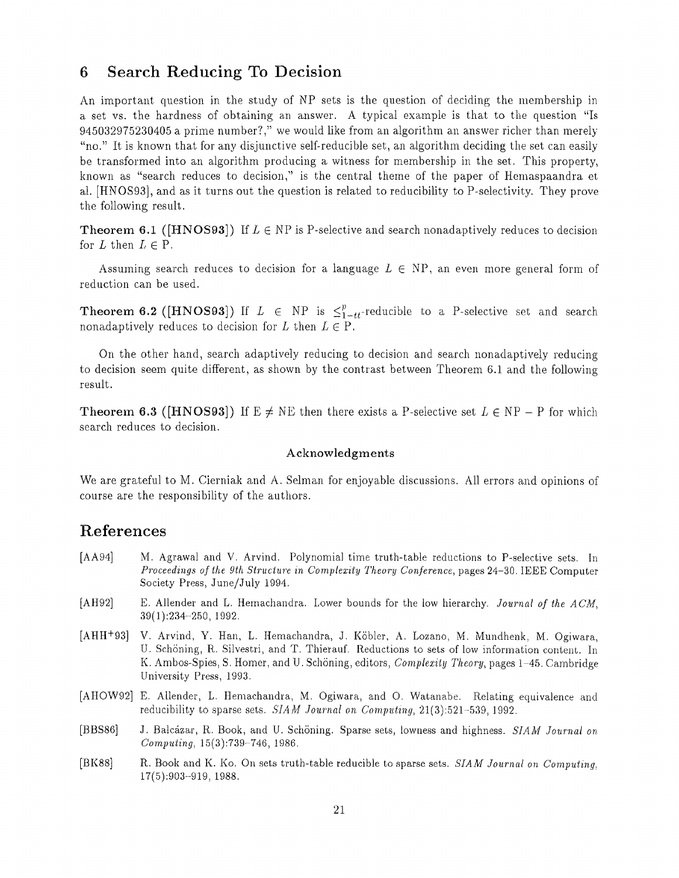## 6 Search Reducing To Decision

An important question in the study of NP sets is the question of deciding the membership in a set vs. the hardness of obtaining an answer. A typical example is that to the question "Is 945032975230405 a prime number?," we would like from an algorithm an answer richer than merely "no." It is known that for any disjunctive self-reducible set, an algorithm deciding the set can easily be transformed into an algorithm producing a witness for membership in the set. This property, known as "search reduces to decision," is the central theme of the paper of Hemaspaandra et al. [HNOS93], and as it turns out the question is related to reducibility to P-selectivity. They prove the following result.

**Theorem 6.1 ([HNOS93])** If $L \in \mathrm{NP}$ is P-selective and search nonadaptively reduces to decision for $L$ then $L \in \mathrm{P}$.

Assuming search reduces to decision for a language $L \in \mathrm{NP}$, an even more general form of reduction can be used.

**Theorem 6.2 ([HNOS93])** If $L \in \mathrm{NP}$ is $\leq^{p}_{1\text{-}tt}$-reducible to a P-selective set and search nonadaptively reduces to decision for $L$ then $L \in \mathrm{P}$.

On the other hand, search adaptively reducing to decision and search nonadaptively reducing to decision seem quite different, as shown by the contrast between Theorem 6.1 and the following result.

**Theorem 6.3 ([HNOS93])** If $\mathrm{E} \neq \mathrm{NE}$ then there exists a P-selective set $L \in \mathrm{NP} - \mathrm{P}$ for which search reduces to decision.

#### Acknowledgments

We are grateful to M. Cierniak and A. Selman for enjoyable discussions. All errors and opinions of course are the responsibility of the authors.

## References

[AA94] M. Agrawal and V. Arvind. Polynomial time truth-table reductions to P-selective sets. In *Proceedings of the 9th Structure in Complexity Theory Conference*, pages 24–30. IEEE Computer Society Press, June/July 1994.

[AH92] E. Allender and L. Hemachandra. Lower bounds for the low hierarchy. *Journal of the ACM*, 39(1):234–250, 1992.

[AHH+93] V. Arvind, Y. Han, L. Hemachandra, J. Köbler, A. Lozano, M. Mundhenk, M. Ogiwara, U. Schöning, R. Silvestri, and T. Thierauf. Reductions to sets of low information content. In K. Ambos-Spies, S. Homer, and U. Schöning, editors, *Complexity Theory*, pages 1–45. Cambridge University Press, 1993.

[AHOW92] E. Allender, L. Hemachandra, M. Ogiwara, and O. Watanabe. Relating equivalence and reducibility to sparse sets. *SIAM Journal on Computing*, 21(3):521–539, 1992.

[BBS86] J. Balcázar, R. Book, and U. Schöning. Sparse sets, lowness and highness. *SIAM Journal on Computing*, 15(3):739–746, 1986.

[BK88] R. Book and K. Ko. On sets truth-table reducible to sparse sets. *SIAM Journal on Computing*, 17(5):903–919, 1988.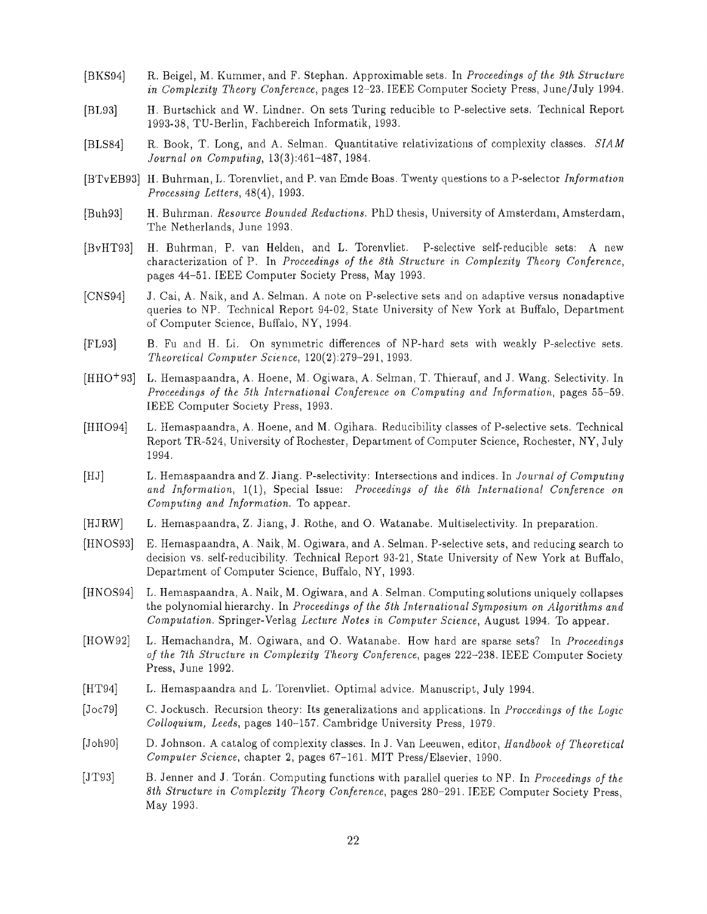[BKS94] R. Beigel, M. Kummer, and F. Stephan. Approximable sets. In *Proceedings of the 9th Structure in Complexity Theory Conference*, pages 12–23. IEEE Computer Society Press, June/July 1994.

[BL93] H. Burtschick and W. Lindner. On sets Turing reducible to P-selective sets. Technical Report 1993-38, TU-Berlin, Fachbereich Informatik, 1993.

[BLS84] R. Book, T. Long, and A. Selman. Quantitative relativizations of complexity classes. *SIAM Journal on Computing*, 13(3):461–487, 1984.

[BTvEB93] H. Buhrman, L. Torenvliet, and P. van Emde Boas. Twenty questions to a P-selector *Information Processing Letters*, 48(4), 1993.

[Buh93] H. Buhrman. *Resource Bounded Reductions*. PhD thesis, University of Amsterdam, Amsterdam, The Netherlands, June 1993.

[BvHT93] H. Buhrman, P. van Helden, and L. Torenvliet. P-selective self-reducible sets: A new characterization of P. In *Proceedings of the 8th Structure in Complexity Theory Conference*, pages 44–51. IEEE Computer Society Press, May 1993.

[CNS94] J. Cai, A. Naik, and A. Selman. A note on P-selective sets and on adaptive versus nonadaptive queries to NP. Technical Report 94-02, State University of New York at Buffalo, Department of Computer Science, Buffalo, NY, 1994.

[FL93] B. Fu and H. Li. On symmetric differences of NP-hard sets with weakly P-selective sets. *Theoretical Computer Science*, 120(2):279–291, 1993.

[HHO+93] L. Hemaspaandra, A. Hoene, M. Ogiwara, A. Selman, T. Thierauf, and J. Wang. Selectivity. In *Proceedings of the 5th International Conference on Computing and Information*, pages 55–59. IEEE Computer Society Press, 1993.

[HHO94] L. Hemaspaandra, A. Hoene, and M. Ogihara. Reducibility classes of P-selective sets. Technical Report TR-524, University of Rochester, Department of Computer Science, Rochester, NY, July 1994.

[HJ] L. Hemaspaandra and Z. Jiang. P-selectivity: Intersections and indices. In *Journal of Computing and Information*, 1(1), Special Issue: *Proceedings of the 6th International Conference on Computing and Information*. To appear.

[HJRW] L. Hemaspaandra, Z. Jiang, J. Rothe, and O. Watanabe. Multiselectivity. In preparation.

[HNOS93] E. Hemaspaandra, A. Naik, M. Ogiwara, and A. Selman. P-selective sets, and reducing search to decision vs. self-reducibility. Technical Report 93-21, State University of New York at Buffalo, Department of Computer Science, Buffalo, NY, 1993.

[HNOS94] L. Hemaspaandra, A. Naik, M. Ogiwara, and A. Selman. Computing solutions uniquely collapses the polynomial hierarchy. In *Proceedings of the 5th International Symposium on Algorithms and Computation*. Springer-Verlag *Lecture Notes in Computer Science*, August 1994. To appear.

[HOW92] L. Hemachandra, M. Ogiwara, and O. Watanabe. How hard are sparse sets? In *Proceedings of the 7th Structure in Complexity Theory Conference*, pages 222–238. IEEE Computer Society Press, June 1992.

[HT94] L. Hemaspaandra and L. Torenvliet. Optimal advice. Manuscript, July 1994.

[Joc79] C. Jockusch. Recursion theory: Its generalizations and applications. In *Proccedings of the Logic Colloquium, Leeds*, pages 140–157. Cambridge University Press, 1979.

[Joh90] D. Johnson. A catalog of complexity classes. In J. Van Leeuwen, editor, *Handbook of Theoretical Computer Science*, chapter 2, pages 67–161. MIT Press/Elsevier, 1990.

[JT93] B. Jenner and J. Torán. Computing functions with parallel queries to NP. In *Proceedings of the 8th Structure in Complexity Theory Conference*, pages 280–291. IEEE Computer Society Press, May 1993.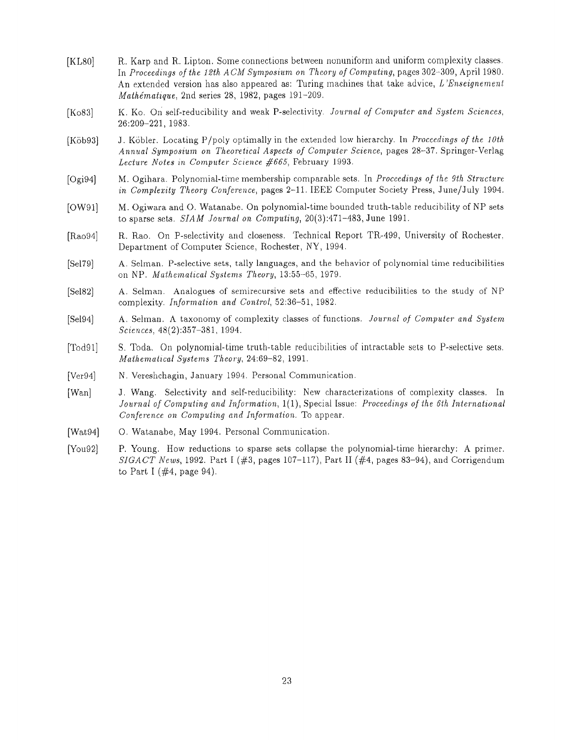[KL80] R. Karp and R. Lipton. Some connections between nonuniform and uniform complexity classes. In *Proceedings of the 12th ACM Symposium on Theory of Computing*, pages 302–309, April 1980. An extended version has also appeared as: Turing machines that take advice, *L'Enseignement Mathématique*, 2nd series 28, 1982, pages 191–209.

[Ko83] K. Ko. On self-reducibility and weak P-selectivity. *Journal of Computer and System Sciences*, 26:209–221, 1983.

[Köb93] J. Köbler. Locating P/poly optimally in the extended low hierarchy. In *Proceedings of the 10th Annual Symposium on Theoretical Aspects of Computer Science*, pages 28–37. Springer-Verlag *Lecture Notes in Computer Science #665*, February 1993.

[Ogi94] M. Ogihara. Polynomial-time membership comparable sets. In *Proceedings of the 9th Structure in Complexity Theory Conference*, pages 2–11. IEEE Computer Society Press, June/July 1994.

[OW91] M. Ogiwara and O. Watanabe. On polynomial-time bounded truth-table reducibility of NP sets to sparse sets. *SIAM Journal on Computing*, 20(3):471–483, June 1991.

[Rao94] R. Rao. On P-selectivity and closeness. Technical Report TR-499, University of Rochester, Department of Computer Science, Rochester, NY, 1994.

[Sel79] A. Selman. P-selective sets, tally languages, and the behavior of polynomial time reducibilities on NP. *Mathematical Systems Theory*, 13:55–65, 1979.

[Sel82] A. Selman. Analogues of semirecursive sets and effective reducibilities to the study of NP complexity. *Information and Control*, 52:36–51, 1982.

[Sel94] A. Selman. A taxonomy of complexity classes of functions. *Journal of Computer and System Sciences*, 48(2):357–381, 1994.

[Tod91] S. Toda. On polynomial-time truth-table reducibilities of intractable sets to P-selective sets. *Mathematical Systems Theory*, 24:69–82, 1991.

[Ver94] N. Vereshchagin, January 1994. Personal Communication.

[Wan] J. Wang. Selectivity and self-reducibility: New characterizations of complexity classes. In *Journal of Computing and Information*, 1(1), Special Issue: *Proceedings of the 6th International Conference on Computing and Information*. To appear.

[Wat94] O. Watanabe, May 1994. Personal Communication.

[You92] P. Young. How reductions to sparse sets collapse the polynomial-time hierarchy: A primer. *SIGACT News*, 1992. Part I (#3, pages 107–117), Part II (#4, pages 83–94), and Corrigendum to Part I (#4, page 94).